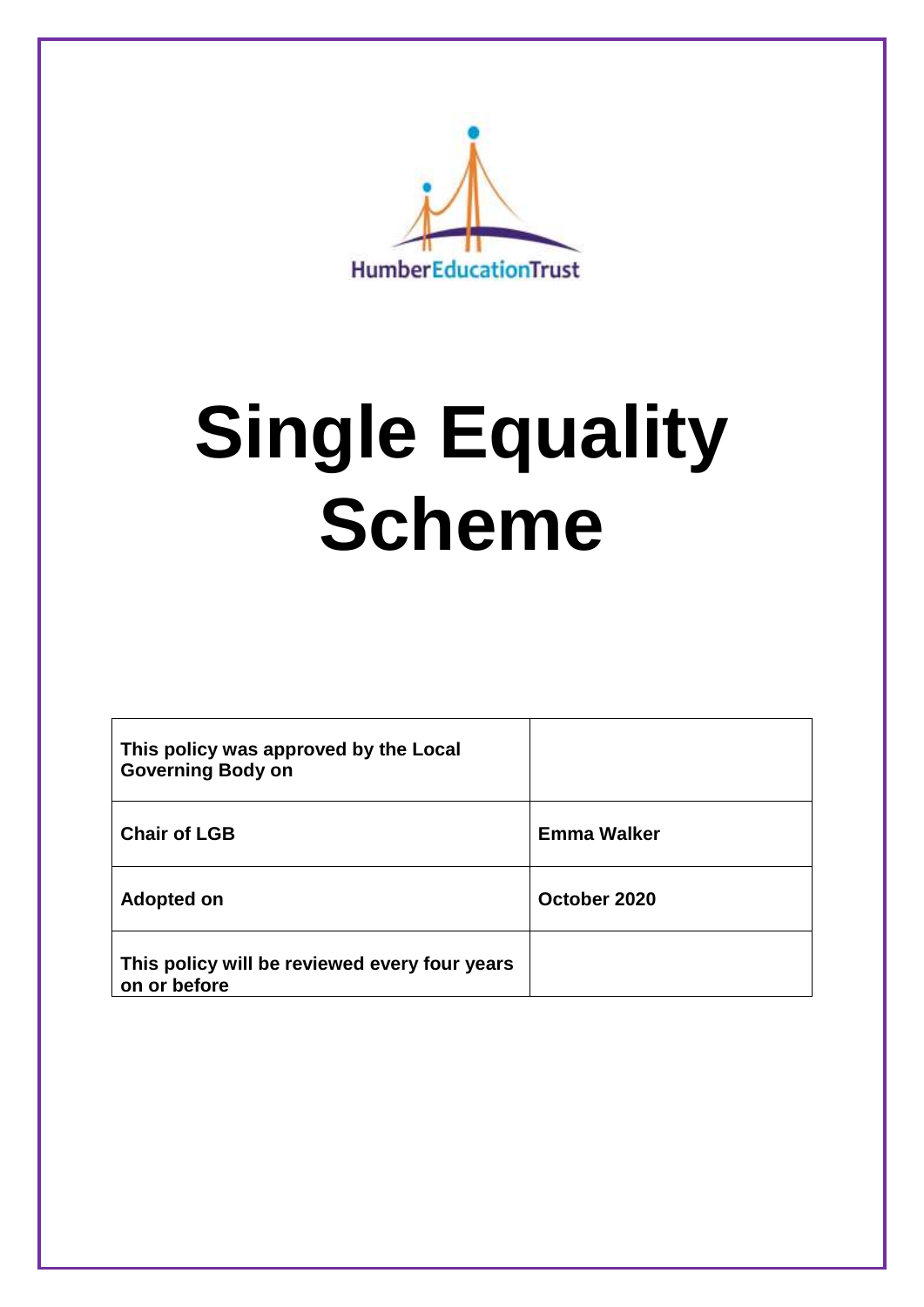HumberEducationTrust

# Single Equality Scheme

| This policy was approved by the Local Governing Body on | |
|---|---|
| **Chair of LGB** | **Emma Walker** |
| **Adopted on** | **October 2020** |
| **This policy will be reviewed every four years on or before** | |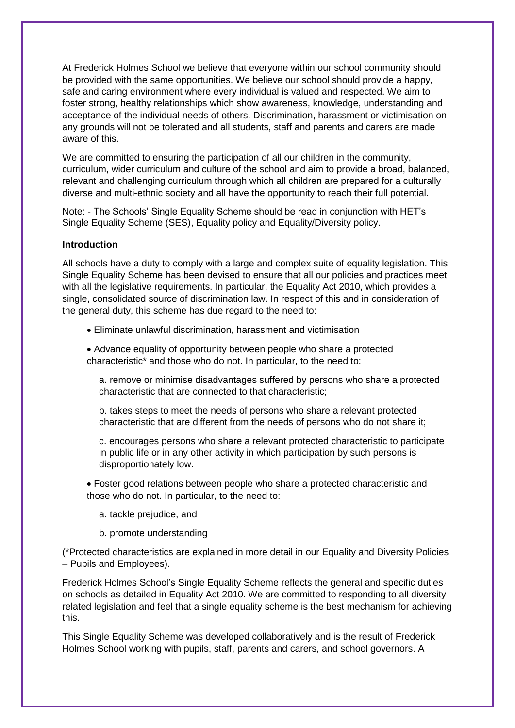At Frederick Holmes School we believe that everyone within our school community should be provided with the same opportunities. We believe our school should provide a happy, safe and caring environment where every individual is valued and respected. We aim to foster strong, healthy relationships which show awareness, knowledge, understanding and acceptance of the individual needs of others. Discrimination, harassment or victimisation on any grounds will not be tolerated and all students, staff and parents and carers are made aware of this.

We are committed to ensuring the participation of all our children in the community, curriculum, wider curriculum and culture of the school and aim to provide a broad, balanced, relevant and challenging curriculum through which all children are prepared for a culturally diverse and multi-ethnic society and all have the opportunity to reach their full potential.

Note: - The Schools' Single Equality Scheme should be read in conjunction with HET's Single Equality Scheme (SES), Equality policy and Equality/Diversity policy.

**Introduction**

All schools have a duty to comply with a large and complex suite of equality legislation. This Single Equality Scheme has been devised to ensure that all our policies and practices meet with all the legislative requirements. In particular, the Equality Act 2010, which provides a single, consolidated source of discrimination law. In respect of this and in consideration of the general duty, this scheme has due regard to the need to:

- Eliminate unlawful discrimination, harassment and victimisation
- Advance equality of opportunity between people who share a protected characteristic* and those who do not. In particular, to the need to:

  a. remove or minimise disadvantages suffered by persons who share a protected characteristic that are connected to that characteristic;

  b. takes steps to meet the needs of persons who share a relevant protected characteristic that are different from the needs of persons who do not share it;

  c. encourages persons who share a relevant protected characteristic to participate in public life or in any other activity in which participation by such persons is disproportionately low.

- Foster good relations between people who share a protected characteristic and those who do not. In particular, to the need to:

  a. tackle prejudice, and

  b. promote understanding

(*Protected characteristics are explained in more detail in our Equality and Diversity Policies – Pupils and Employees).

Frederick Holmes School's Single Equality Scheme reflects the general and specific duties on schools as detailed in Equality Act 2010. We are committed to responding to all diversity related legislation and feel that a single equality scheme is the best mechanism for achieving this.

This Single Equality Scheme was developed collaboratively and is the result of Frederick Holmes School working with pupils, staff, parents and carers, and school governors. A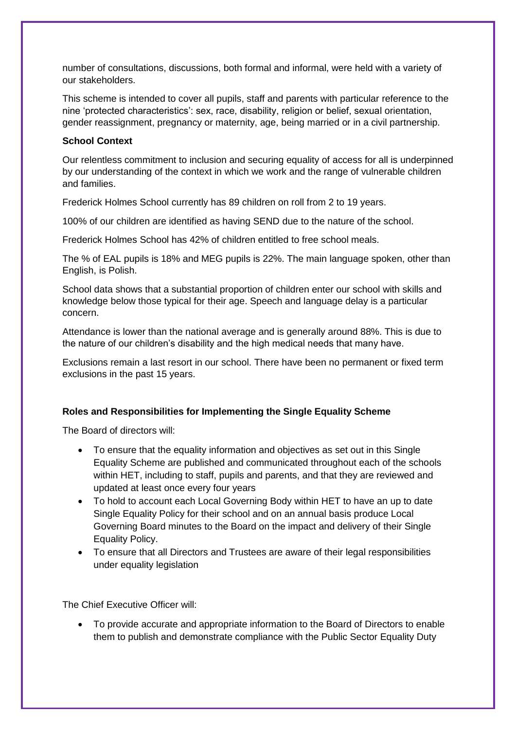number of consultations, discussions, both formal and informal, were held with a variety of our stakeholders.

This scheme is intended to cover all pupils, staff and parents with particular reference to the nine 'protected characteristics': sex, race, disability, religion or belief, sexual orientation, gender reassignment, pregnancy or maternity, age, being married or in a civil partnership.

**School Context**

Our relentless commitment to inclusion and securing equality of access for all is underpinned by our understanding of the context in which we work and the range of vulnerable children and families.

Frederick Holmes School currently has 89 children on roll from 2 to 19 years.

100% of our children are identified as having SEND due to the nature of the school.

Frederick Holmes School has 42% of children entitled to free school meals.

The % of EAL pupils is 18% and MEG pupils is 22%. The main language spoken, other than English, is Polish.

School data shows that a substantial proportion of children enter our school with skills and knowledge below those typical for their age. Speech and language delay is a particular concern.

Attendance is lower than the national average and is generally around 88%. This is due to the nature of our children's disability and the high medical needs that many have.

Exclusions remain a last resort in our school. There have been no permanent or fixed term exclusions in the past 15 years.

**Roles and Responsibilities for Implementing the Single Equality Scheme**

The Board of directors will:

- To ensure that the equality information and objectives as set out in this Single Equality Scheme are published and communicated throughout each of the schools within HET, including to staff, pupils and parents, and that they are reviewed and updated at least once every four years
- To hold to account each Local Governing Body within HET to have an up to date Single Equality Policy for their school and on an annual basis produce Local Governing Board minutes to the Board on the impact and delivery of their Single Equality Policy.
- To ensure that all Directors and Trustees are aware of their legal responsibilities under equality legislation

The Chief Executive Officer will:

- To provide accurate and appropriate information to the Board of Directors to enable them to publish and demonstrate compliance with the Public Sector Equality Duty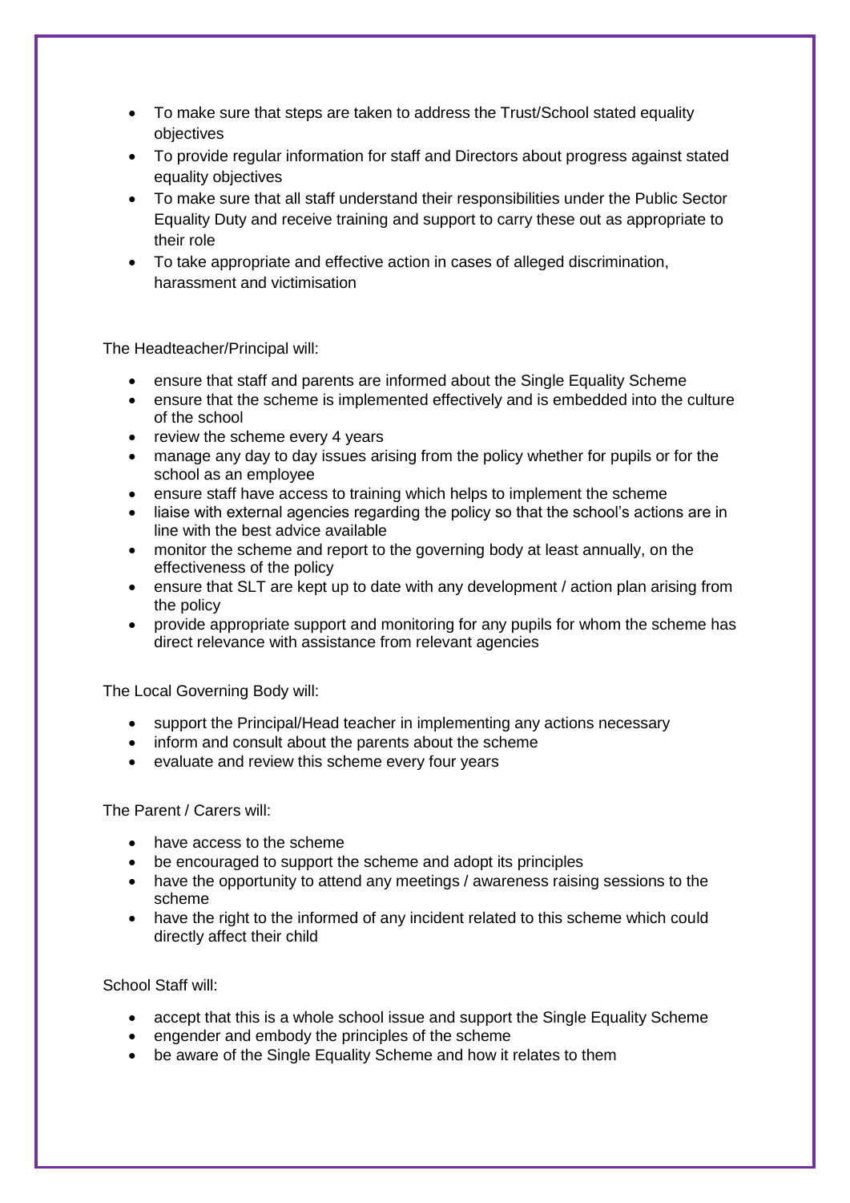- To make sure that steps are taken to address the Trust/School stated equality objectives
- To provide regular information for staff and Directors about progress against stated equality objectives
- To make sure that all staff understand their responsibilities under the Public Sector Equality Duty and receive training and support to carry these out as appropriate to their role
- To take appropriate and effective action in cases of alleged discrimination, harassment and victimisation

The Headteacher/Principal will:

- ensure that staff and parents are informed about the Single Equality Scheme
- ensure that the scheme is implemented effectively and is embedded into the culture of the school
- review the scheme every 4 years
- manage any day to day issues arising from the policy whether for pupils or for the school as an employee
- ensure staff have access to training which helps to implement the scheme
- liaise with external agencies regarding the policy so that the school's actions are in line with the best advice available
- monitor the scheme and report to the governing body at least annually, on the effectiveness of the policy
- ensure that SLT are kept up to date with any development / action plan arising from the policy
- provide appropriate support and monitoring for any pupils for whom the scheme has direct relevance with assistance from relevant agencies

The Local Governing Body will:

- support the Principal/Head teacher in implementing any actions necessary
- inform and consult about the parents about the scheme
- evaluate and review this scheme every four years

The Parent / Carers will:

- have access to the scheme
- be encouraged to support the scheme and adopt its principles
- have the opportunity to attend any meetings / awareness raising sessions to the scheme
- have the right to the informed of any incident related to this scheme which could directly affect their child

School Staff will:

- accept that this is a whole school issue and support the Single Equality Scheme
- engender and embody the principles of the scheme
- be aware of the Single Equality Scheme and how it relates to them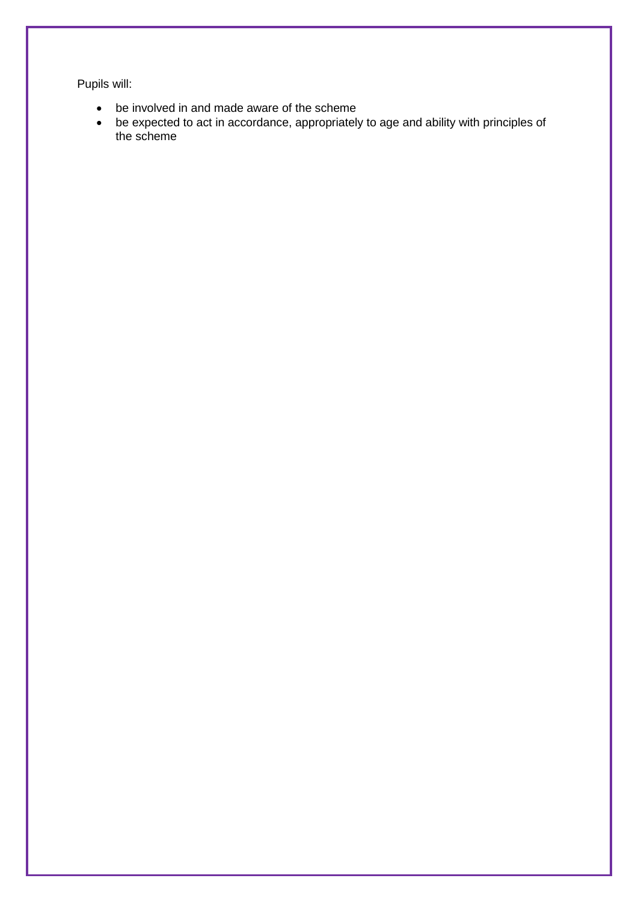Pupils will:

- be involved in and made aware of the scheme
- be expected to act in accordance, appropriately to age and ability with principles of the scheme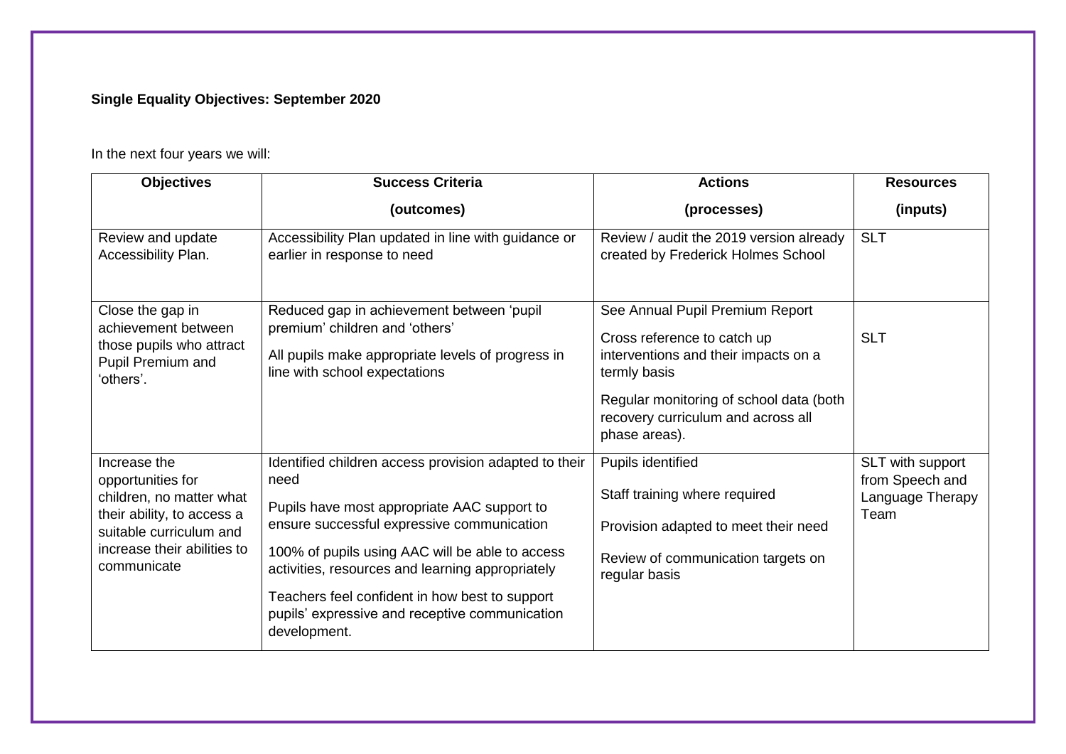**Single Equality Objectives: September 2020**

In the next four years we will:

| Objectives | Success Criteria (outcomes) | Actions (processes) | Resources (inputs) |
|---|---|---|---|
| Review and update Accessibility Plan. | Accessibility Plan updated in line with guidance or earlier in response to need | Review / audit the 2019 version already created by Frederick Holmes School | SLT |
| Close the gap in achievement between those pupils who attract Pupil Premium and 'others'. | Reduced gap in achievement between 'pupil premium' children and 'others'<br><br>All pupils make appropriate levels of progress in line with school expectations | See Annual Pupil Premium Report<br><br>Cross reference to catch up interventions and their impacts on a termly basis<br><br>Regular monitoring of school data (both recovery curriculum and across all phase areas). | SLT |
| Increase the opportunities for children, no matter what their ability, to access a suitable curriculum and increase their abilities to communicate | Identified children access provision adapted to their need<br><br>Pupils have most appropriate AAC support to ensure successful expressive communication<br><br>100% of pupils using AAC will be able to access activities, resources and learning appropriately<br><br>Teachers feel confident in how best to support pupils' expressive and receptive communication development. | Pupils identified<br><br>Staff training where required<br><br>Provision adapted to meet their need<br><br>Review of communication targets on regular basis | SLT with support from Speech and Language Therapy Team |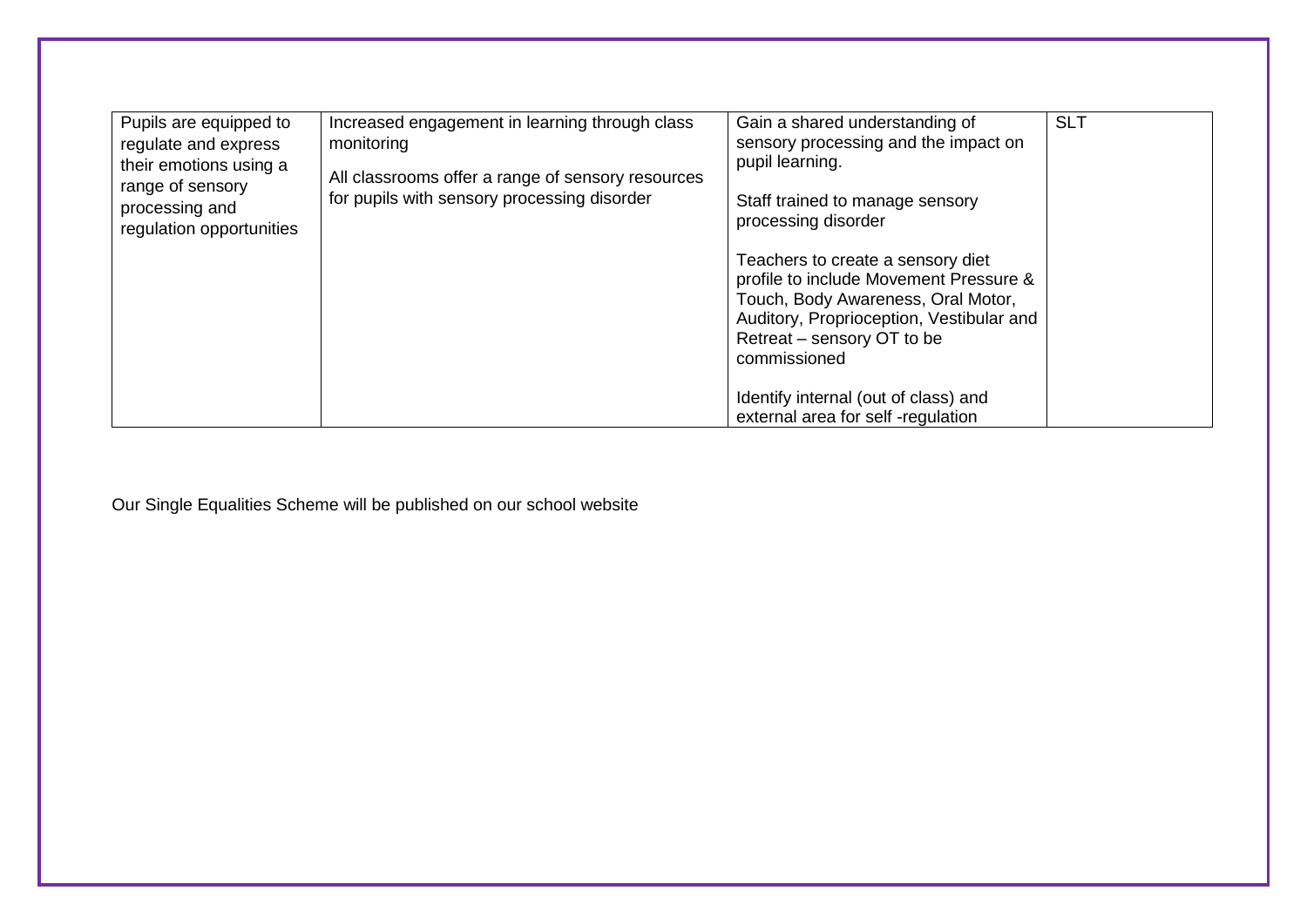| | | | |
|---|---|---|---|
| Pupils are equipped to regulate and express their emotions using a range of sensory processing and regulation opportunities | Increased engagement in learning through class monitoring<br><br>All classrooms offer a range of sensory resources for pupils with sensory processing disorder | Gain a shared understanding of sensory processing and the impact on pupil learning.<br><br>Staff trained to manage sensory processing disorder<br><br>Teachers to create a sensory diet profile to include Movement Pressure & Touch, Body Awareness, Oral Motor, Auditory, Proprioception, Vestibular and Retreat – sensory OT to be commissioned<br><br>Identify internal (out of class) and external area for self -regulation | SLT |

Our Single Equalities Scheme will be published on our school website